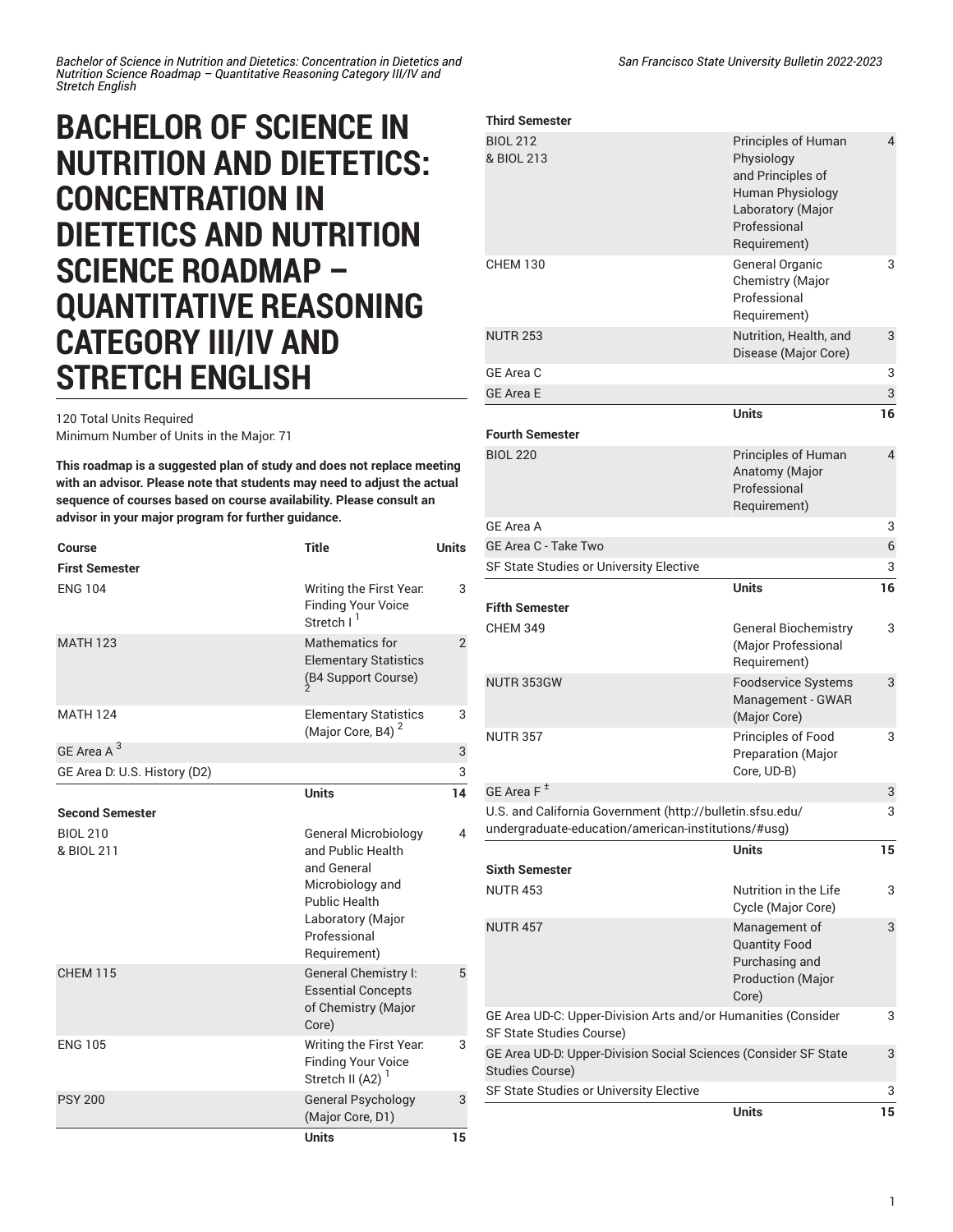# BACHELOR OF SCIENCE IN NUTRITION AND DIETETICS: CONCENTRATION IN DIETETICS AND NUTRITION SCIENCE ROADMAP – QUANTITATIVE REASONING CATEGORY III/IV AND STRETCH ENGLISH

120 Total Units Required
Minimum Number of Units in the Major: 71

**This roadmap is a suggested plan of study and does not replace meeting with an advisor. Please note that students may need to adjust the actual sequence of courses based on course availability. Please consult an advisor in your major program for further guidance.**

| Course | Title | Units |
|---|---|---|
| **First Semester** | | |
| ENG 104 | Writing the First Year: Finding Your Voice Stretch I [1] | 3 |
| MATH 123 | Mathematics for Elementary Statistics (B4 Support Course) [2] | 2 |
| MATH 124 | Elementary Statistics (Major Core, B4) [2] | 3 |
| GE Area A [3] | | 3 |
| GE Area D: U.S. History (D2) | | 3 |
| | **Units** | **14** |
| **Second Semester** | | |
| BIOL 210 & BIOL 211 | General Microbiology and Public Health and General Microbiology and Public Health Laboratory (Major Professional Requirement) | 4 |
| CHEM 115 | General Chemistry I: Essential Concepts of Chemistry (Major Core) | 5 |
| ENG 105 | Writing the First Year: Finding Your Voice Stretch II (A2) [1] | 3 |
| PSY 200 | General Psychology (Major Core, D1) | 3 |
| | **Units** | **15** |
| **Third Semester** | | |
| BIOL 212 & BIOL 213 | Principles of Human Physiology and Principles of Human Physiology Laboratory (Major Professional Requirement) | 4 |
| CHEM 130 | General Organic Chemistry (Major Professional Requirement) | 3 |
| NUTR 253 | Nutrition, Health, and Disease (Major Core) | 3 |
| GE Area C | | 3 |
| GE Area E | | 3 |
| | **Units** | **16** |
| **Fourth Semester** | | |
| BIOL 220 | Principles of Human Anatomy (Major Professional Requirement) | 4 |
| GE Area A | | 3 |
| GE Area C - Take Two | | 6 |
| SF State Studies or University Elective | | 3 |
| | **Units** | **16** |
| **Fifth Semester** | | |
| CHEM 349 | General Biochemistry (Major Professional Requirement) | 3 |
| NUTR 353GW | Foodservice Systems Management - GWAR (Major Core) | 3 |
| NUTR 357 | Principles of Food Preparation (Major Core, UD-B) | 3 |
| GE Area F [±] | | 3 |
| U.S. and California Government (http://bulletin.sfsu.edu/undergraduate-education/american-institutions/#usg) | | 3 |
| | **Units** | **15** |
| **Sixth Semester** | | |
| NUTR 453 | Nutrition in the Life Cycle (Major Core) | 3 |
| NUTR 457 | Management of Quantity Food Purchasing and Production (Major Core) | 3 |
| GE Area UD-C: Upper-Division Arts and/or Humanities (Consider SF State Studies Course) | | 3 |
| GE Area UD-D: Upper-Division Social Sciences (Consider SF State Studies Course) | | 3 |
| SF State Studies or University Elective | | 3 |
| | **Units** | **15** |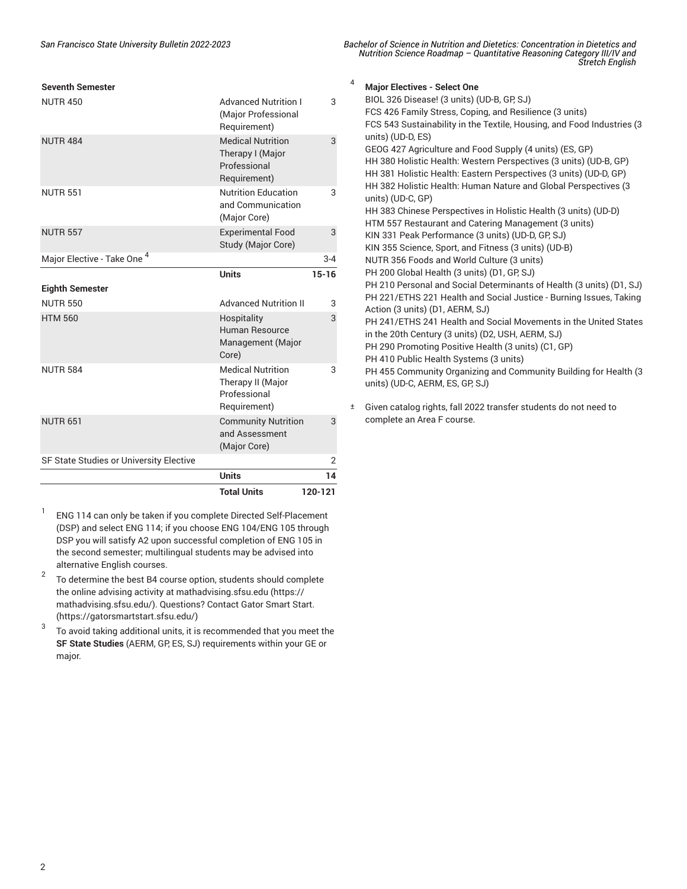| | | |
|---|---|---|
| **Seventh Semester** | | |
| NUTR 450 | Advanced Nutrition I (Major Professional Requirement) | 3 |
| NUTR 484 | Medical Nutrition Therapy I (Major Professional Requirement) | 3 |
| NUTR 551 | Nutrition Education and Communication (Major Core) | 3 |
| NUTR 557 | Experimental Food Study (Major Core) | 3 |
| Major Elective - Take One [4] | | 3-4 |
| | **Units** | **15-16** |
| **Eighth Semester** | | |
| NUTR 550 | Advanced Nutrition II | 3 |
| HTM 560 | Hospitality Human Resource Management (Major Core) | 3 |
| NUTR 584 | Medical Nutrition Therapy II (Major Professional Requirement) | 3 |
| NUTR 651 | Community Nutrition and Assessment (Major Core) | 3 |
| SF State Studies or University Elective | | 2 |
| | **Units** | **14** |
| | **Total Units** | **120-121** |

1. ENG 114 can only be taken if you complete Directed Self-Placement (DSP) and select ENG 114; if you choose ENG 104/ENG 105 through DSP you will satisfy A2 upon successful completion of ENG 105 in the second semester; multilingual students may be advised into alternative English courses.
2. To determine the best B4 course option, students should complete the online advising activity at mathadvising.sfsu.edu (https://mathadvising.sfsu.edu/). Questions? Contact Gator Smart Start. (https://gatorsmartstart.sfsu.edu/)
3. To avoid taking additional units, it is recommended that you meet the **SF State Studies** (AERM, GP, ES, SJ) requirements within your GE or major.
4. **Major Electives - Select One**
   BIOL 326 Disease! (3 units) (UD-B, GP, SJ)
   FCS 426 Family Stress, Coping, and Resilience (3 units)
   FCS 543 Sustainability in the Textile, Housing, and Food Industries (3 units) (UD-D, ES)
   GEOG 427 Agriculture and Food Supply (4 units) (ES, GP)
   HH 380 Holistic Health: Western Perspectives (3 units) (UD-B, GP)
   HH 381 Holistic Health: Eastern Perspectives (3 units) (UD-D, GP)
   HH 382 Holistic Health: Human Nature and Global Perspectives (3 units) (UD-C, GP)
   HH 383 Chinese Perspectives in Holistic Health (3 units) (UD-D)
   HTM 557 Restaurant and Catering Management (3 units)
   KIN 331 Peak Performance (3 units) (UD-D, GP, SJ)
   KIN 355 Science, Sport, and Fitness (3 units) (UD-B)
   NUTR 356 Foods and World Culture (3 units)
   PH 200 Global Health (3 units) (D1, GP, SJ)
   PH 210 Personal and Social Determinants of Health (3 units) (D1, SJ)
   PH 221/ETHS 221 Health and Social Justice - Burning Issues, Taking Action (3 units) (D1, AERM, SJ)
   PH 241/ETHS 241 Health and Social Movements in the United States in the 20th Century (3 units) (D2, USH, AERM, SJ)
   PH 290 Promoting Positive Health (3 units) (C1, GP)
   PH 410 Public Health Systems (3 units)
   PH 455 Community Organizing and Community Building for Health (3 units) (UD-C, AERM, ES, GP, SJ)

± Given catalog rights, fall 2022 transfer students do not need to complete an Area F course.